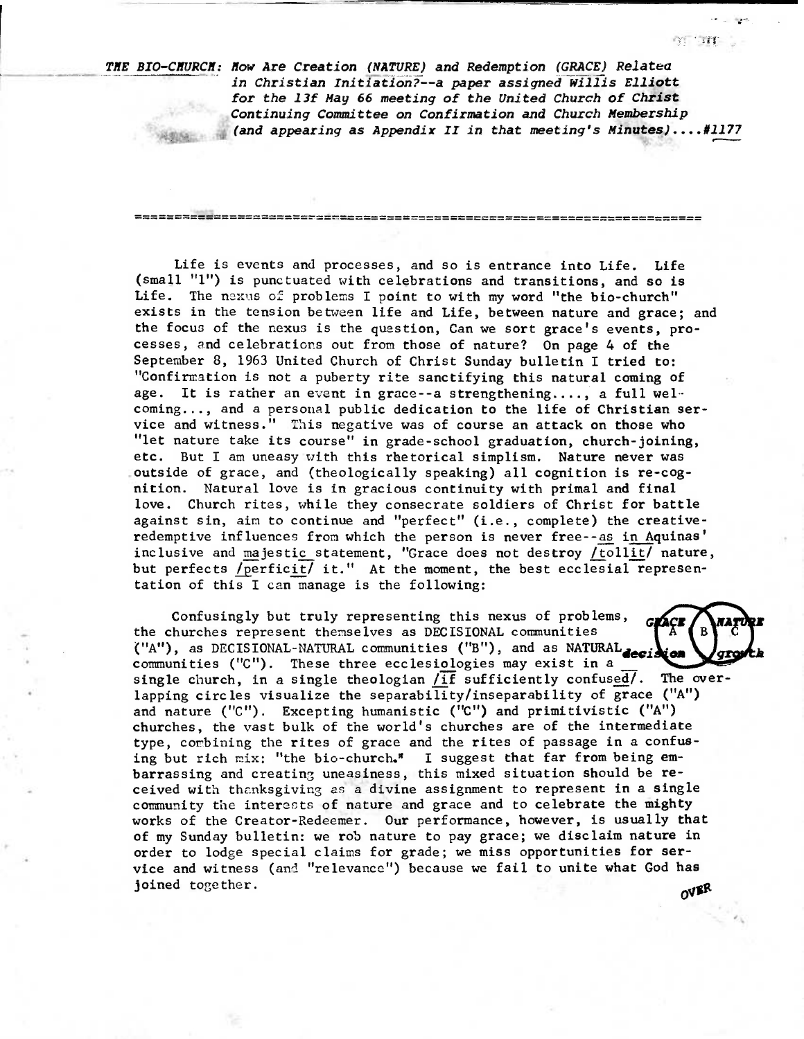*THE BIO-CHURCH: How Are Creation (NATURE) and Redemption (GRACE) Related in Christian Initiation?--a paper assigned Willis Elliott for the 13f May 66 meeting of the United Church of Christ Continuing Committee on Confirmation and Church Membership (and appearing as Appendix II in that meeting's Minutes)....#1177*

---

Life is events and processes, and so is entrance into Life. Life (small "l") is punctuated with celebrations and transitions, and so is Life. The nexus of problems I point to with my word "the bio-church" exists in the tension between life and Life, between nature and grace; and the focus of the nexus is the question, Can we sort grace's events, processes, and celebrations out from those of nature? On page 4 of the September 8, 1963 United Church of Christ Sunday bulletin I tried to: "Confirmation is not a puberty rite sanctifying this natural coming of age. It is rather an event in grace--a strengthening...., a full welcoming..., and a personal public dedication to the life of Christian service and witness." This negative was of course an attack on those who "let nature take its course" in grade-school graduation, church-joining, etc. But I am uneasy with this rhetorical simplism. Nature never was outside of grace, and (theologically speaking) all cognition is re-cognition. Natural love is in gracious continuity with primal and final love. Church rites, while they consecrate soldiers of Christ for battle against sin, aim to continue and "perfect" (i.e., complete) the creative-redemptive influences from which the person is never free--as in Aquinas' inclusive and majestic statement, "Grace does not destroy /tollit/ nature, but perfects /perficit/ it." At the moment, the best ecclesial representation of this I can manage is the following:

GRACE NATURE
A B C
decision growth

Confusingly but truly representing this nexus of problems, the churches represent themselves as DECISIONAL communities ("A"), as DECISIONAL-NATURAL communities ("B"), and as NATURAL communities ("C"). These three ecclesiologies may exist in a single church, in a single theologian /if sufficiently confused/. The overlapping circles visualize the separability/inseparability of grace ("A") and nature ("C"). Excepting humanistic ("C") and primitivistic ("A") churches, the vast bulk of the world's churches are of the intermediate type, combining the rites of grace and the rites of passage in a confusing but rich mix: "the bio-church." I suggest that far from being embarrassing and creating uneasiness, this mixed situation should be received with thanksgiving as a divine assignment to represent in a single community the interests of nature and grace and to celebrate the mighty works of the Creator-Redeemer. Our performance, however, is usually that of my Sunday bulletin: we rob nature to pay grace; we disclaim nature in order to lodge special claims for grade; we miss opportunities for service and witness (and "relevance") because we fail to unite what God has joined together.

OVER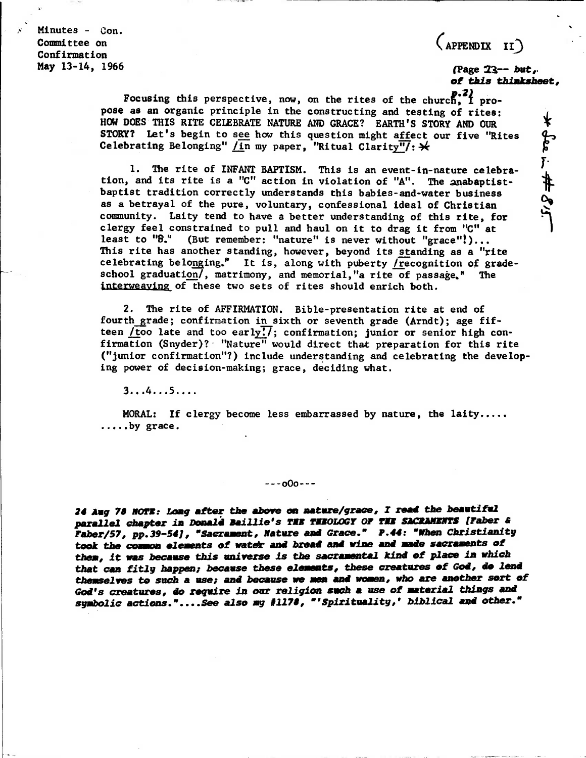Minutes - Con.
Committee on
Confirmation
May 13-14, 1966

(APPENDIX II)

*(Page 23-- but, of this thinksheet, p.2)*

Focusing this perspective, now, on the rites of the church, I propose as an organic principle in the constructing and testing of rites: HOW DOES THIS RITE CELEBRATE NATURE AND GRACE? EARTH'S STORY AND OUR STORY? Let's begin to see how this question might affect our five "Rites Celebrating Belonging" /in my paper, "Ritual Clarity"/: *

*so f. #857

1. The rite of INFANT BAPTISM. This is an event-in-nature celebration, and its rite is a "C" action in violation of "A". The anabaptist-baptist tradition correctly understands this babies-and-water business as a betrayal of the pure, voluntary, confessional ideal of Christian community. Laity tend to have a better understanding of this rite, for clergy feel constrained to pull and haul on it to drag it from "C" at least to "B." (But remember: "nature" is never without "grace"!)... This rite has another standing, however, beyond its standing as a "rite celebrating belonging." It is, along with puberty /recognition of grade-school graduation/, matrimony, and memorial,"a rite of passage." The interweaving of these two sets of rites should enrich both.

2. The rite of AFFIRMATION. Bible-presentation rite at end of fourth grade; confirmation in sixth or seventh grade (Arndt); age fifteen /too late and too early!/; confirmation; junior or senior high confirmation (Snyder)? "Nature" would direct that preparation for this rite ("junior confirmation"?) include understanding and celebrating the developing power of decision-making; grace, deciding what.

3...4...5....

MORAL: If clergy become less embarrassed by nature, the laity..... .....by grace.

---oOo---

***24 Aug 78 NOTE: Long after the above on nature/grace, I read the beautiful parallel chapter in Donald Baillie's THE THEOLOGY OF THE SACRAMENTS [Faber & Faber/57, pp.39-54], "Sacrament, Nature and Grace." P.44: "When Christianity took the common elements of water and bread and wine and made sacraments of them, it was because this universe is the sacramental kind of place in which that can fitly happen; because these elements, these creatures of God, do lend themselves to such a use; and because we men and women, who are another sort of God's creatures, do require in our religion such a use of material things and symbolic actions."....See also my #1178, "'Spirituality,' biblical and other."***